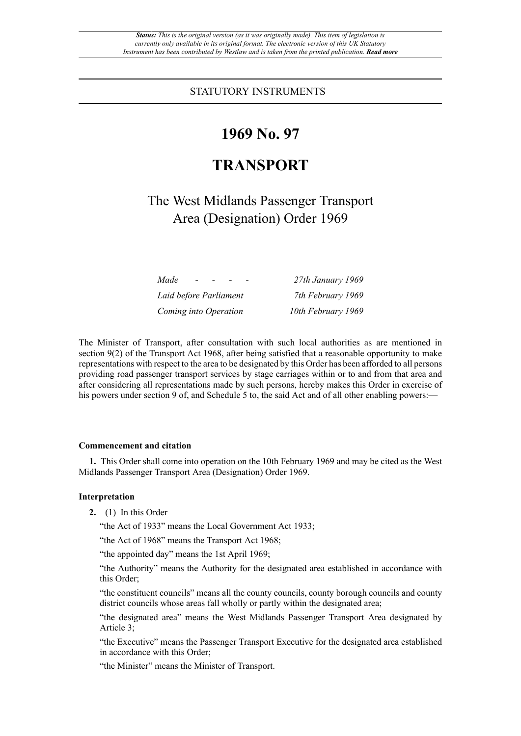*Status: This is the original version (as it was originally made). This item of legislation is currently only available in its original format. The electronic version of this UK Statutory Instrument has been contributed by Westlaw and is taken from the printed publication.* ***Read more***

STATUTORY INSTRUMENTS

# 1969 No. 97

# TRANSPORT

## The West Midlands Passenger Transport Area (Designation) Order 1969

| | |
|---|---|
| *Made - - - -* | *27th January 1969* |
| *Laid before Parliament* | *7th February 1969* |
| *Coming into Operation* | *10th February 1969* |

The Minister of Transport, after consultation with such local authorities as are mentioned in section 9(2) of the Transport Act 1968, after being satisfied that a reasonable opportunity to make representations with respect to the area to be designated by this Order has been afforded to all persons providing road passenger transport services by stage carriages within or to and from that area and after considering all representations made by such persons, hereby makes this Order in exercise of his powers under section 9 of, and Schedule 5 to, the said Act and of all other enabling powers:—

**Commencement and citation**

**1.** This Order shall come into operation on the 10th February 1969 and may be cited as the West Midlands Passenger Transport Area (Designation) Order 1969.

**Interpretation**

**2.**—(1) In this Order—

"the Act of 1933" means the Local Government Act 1933;

"the Act of 1968" means the Transport Act 1968;

"the appointed day" means the 1st April 1969;

"the Authority" means the Authority for the designated area established in accordance with this Order;

"the constituent councils" means all the county councils, county borough councils and county district councils whose areas fall wholly or partly within the designated area;

"the designated area" means the West Midlands Passenger Transport Area designated by Article 3;

"the Executive" means the Passenger Transport Executive for the designated area established in accordance with this Order;

"the Minister" means the Minister of Transport.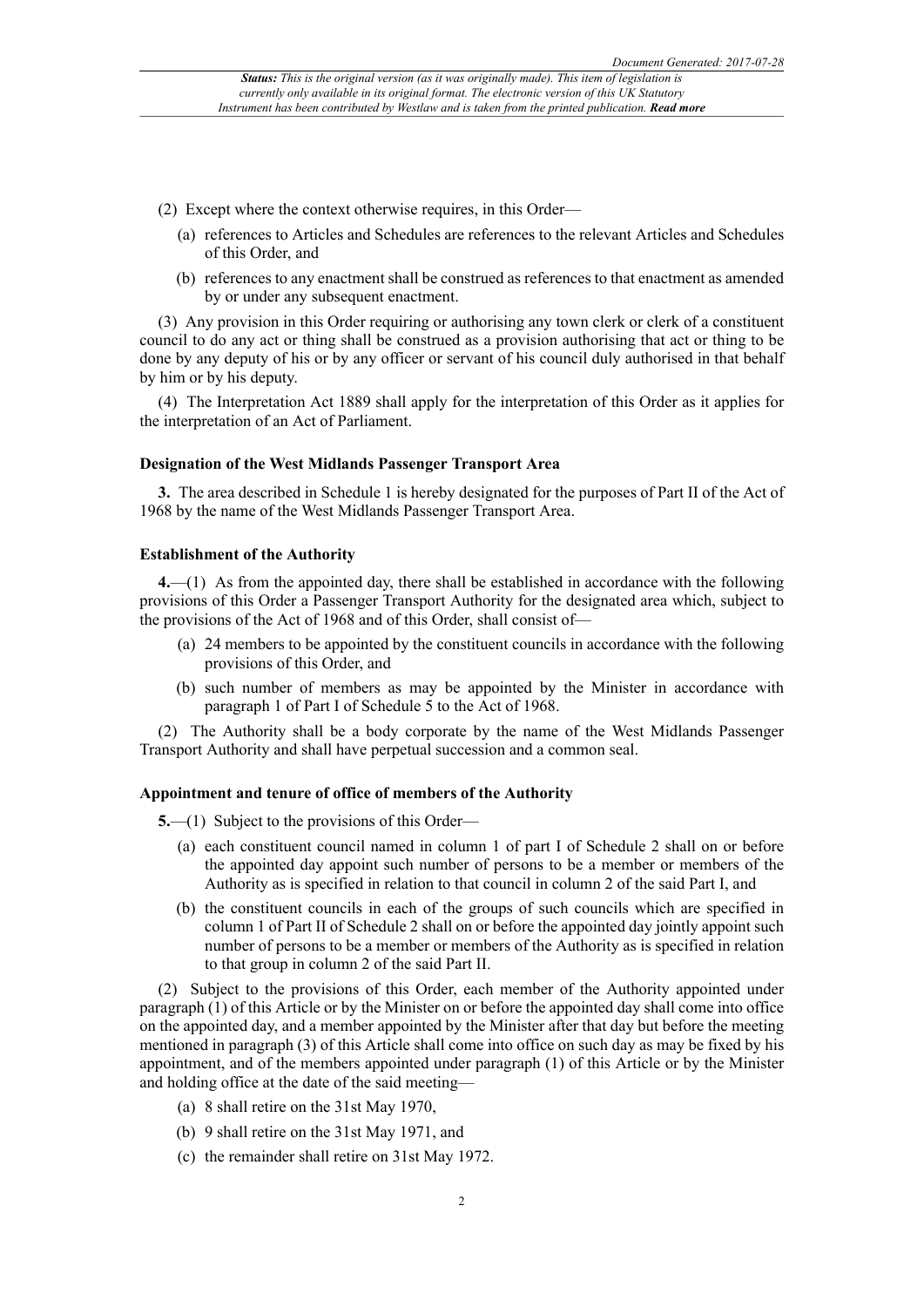(2) Except where the context otherwise requires, in this Order—

- (a) references to Articles and Schedules are references to the relevant Articles and Schedules of this Order, and
- (b) references to any enactment shall be construed as references to that enactment as amended by or under any subsequent enactment.

(3) Any provision in this Order requiring or authorising any town clerk or clerk of a constituent council to do any act or thing shall be construed as a provision authorising that act or thing to be done by any deputy of his or by any officer or servant of his council duly authorised in that behalf by him or by his deputy.

(4) The Interpretation Act 1889 shall apply for the interpretation of this Order as it applies for the interpretation of an Act of Parliament.

**Designation of the West Midlands Passenger Transport Area**

**3.** The area described in Schedule 1 is hereby designated for the purposes of Part II of the Act of 1968 by the name of the West Midlands Passenger Transport Area.

**Establishment of the Authority**

**4.**—(1) As from the appointed day, there shall be established in accordance with the following provisions of this Order a Passenger Transport Authority for the designated area which, subject to the provisions of the Act of 1968 and of this Order, shall consist of—

- (a) 24 members to be appointed by the constituent councils in accordance with the following provisions of this Order, and
- (b) such number of members as may be appointed by the Minister in accordance with paragraph 1 of Part I of Schedule 5 to the Act of 1968.

(2) The Authority shall be a body corporate by the name of the West Midlands Passenger Transport Authority and shall have perpetual succession and a common seal.

**Appointment and tenure of office of members of the Authority**

**5.**—(1) Subject to the provisions of this Order—

- (a) each constituent council named in column 1 of part I of Schedule 2 shall on or before the appointed day appoint such number of persons to be a member or members of the Authority as is specified in relation to that council in column 2 of the said Part I, and
- (b) the constituent councils in each of the groups of such councils which are specified in column 1 of Part II of Schedule 2 shall on or before the appointed day jointly appoint such number of persons to be a member or members of the Authority as is specified in relation to that group in column 2 of the said Part II.

(2) Subject to the provisions of this Order, each member of the Authority appointed under paragraph (1) of this Article or by the Minister on or before the appointed day shall come into office on the appointed day, and a member appointed by the Minister after that day but before the meeting mentioned in paragraph (3) of this Article shall come into office on such day as may be fixed by his appointment, and of the members appointed under paragraph (1) of this Article or by the Minister and holding office at the date of the said meeting—

- (a) 8 shall retire on the 31st May 1970,
- (b) 9 shall retire on the 31st May 1971, and
- (c) the remainder shall retire on 31st May 1972.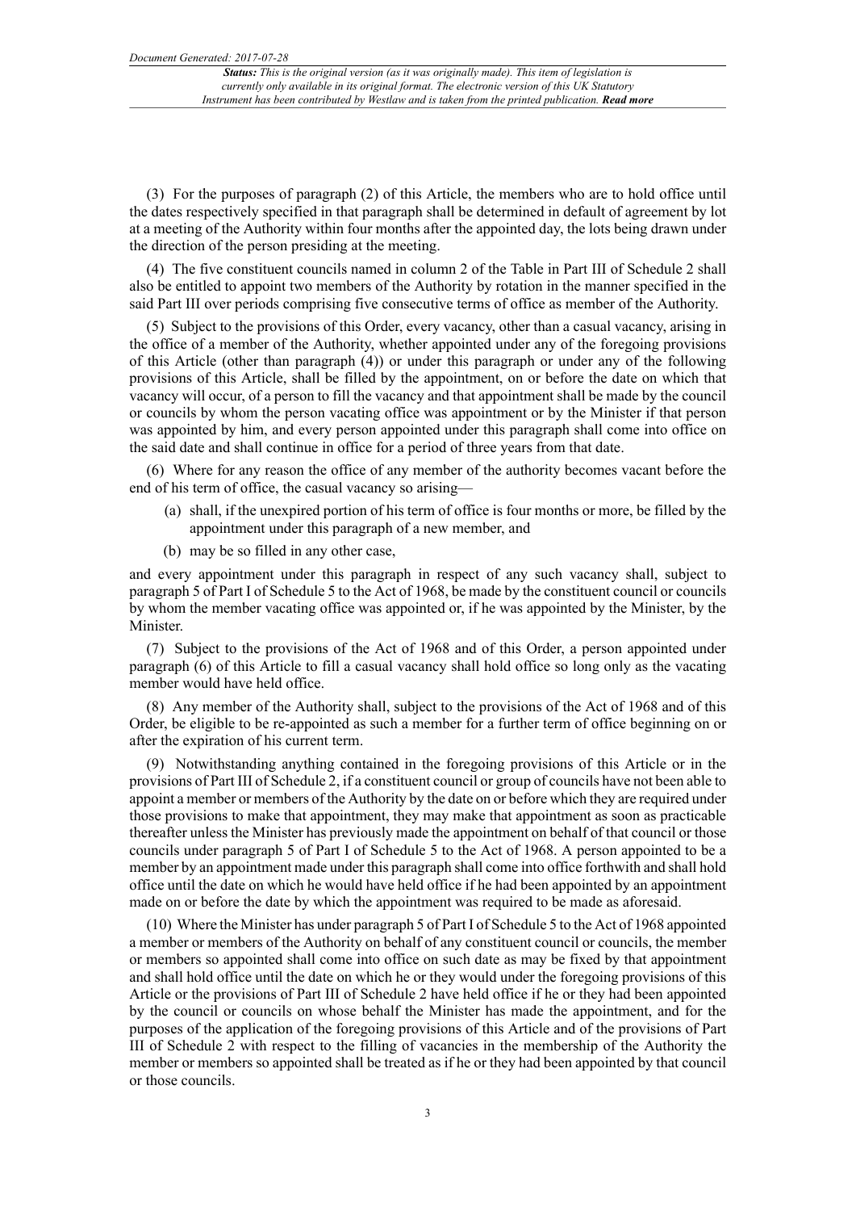(3) For the purposes of paragraph (2) of this Article, the members who are to hold office until the dates respectively specified in that paragraph shall be determined in default of agreement by lot at a meeting of the Authority within four months after the appointed day, the lots being drawn under the direction of the person presiding at the meeting.

(4) The five constituent councils named in column 2 of the Table in Part III of Schedule 2 shall also be entitled to appoint two members of the Authority by rotation in the manner specified in the said Part III over periods comprising five consecutive terms of office as member of the Authority.

(5) Subject to the provisions of this Order, every vacancy, other than a casual vacancy, arising in the office of a member of the Authority, whether appointed under any of the foregoing provisions of this Article (other than paragraph (4)) or under this paragraph or under any of the following provisions of this Article, shall be filled by the appointment, on or before the date on which that vacancy will occur, of a person to fill the vacancy and that appointment shall be made by the council or councils by whom the person vacating office was appointment or by the Minister if that person was appointed by him, and every person appointed under this paragraph shall come into office on the said date and shall continue in office for a period of three years from that date.

(6) Where for any reason the office of any member of the authority becomes vacant before the end of his term of office, the casual vacancy so arising—

- (a) shall, if the unexpired portion of his term of office is four months or more, be filled by the appointment under this paragraph of a new member, and
- (b) may be so filled in any other case,

and every appointment under this paragraph in respect of any such vacancy shall, subject to paragraph 5 of Part I of Schedule 5 to the Act of 1968, be made by the constituent council or councils by whom the member vacating office was appointed or, if he was appointed by the Minister, by the Minister.

(7) Subject to the provisions of the Act of 1968 and of this Order, a person appointed under paragraph (6) of this Article to fill a casual vacancy shall hold office so long only as the vacating member would have held office.

(8) Any member of the Authority shall, subject to the provisions of the Act of 1968 and of this Order, be eligible to be re-appointed as such a member for a further term of office beginning on or after the expiration of his current term.

(9) Notwithstanding anything contained in the foregoing provisions of this Article or in the provisions of Part III of Schedule 2, if a constituent council or group of councils have not been able to appoint a member or members of the Authority by the date on or before which they are required under those provisions to make that appointment, they may make that appointment as soon as practicable thereafter unless the Minister has previously made the appointment on behalf of that council or those councils under paragraph 5 of Part I of Schedule 5 to the Act of 1968. A person appointed to be a member by an appointment made under this paragraph shall come into office forthwith and shall hold office until the date on which he would have held office if he had been appointed by an appointment made on or before the date by which the appointment was required to be made as aforesaid.

(10) Where the Minister has under paragraph 5 of Part I of Schedule 5 to the Act of 1968 appointed a member or members of the Authority on behalf of any constituent council or councils, the member or members so appointed shall come into office on such date as may be fixed by that appointment and shall hold office until the date on which he or they would under the foregoing provisions of this Article or the provisions of Part III of Schedule 2 have held office if he or they had been appointed by the council or councils on whose behalf the Minister has made the appointment, and for the purposes of the application of the foregoing provisions of this Article and of the provisions of Part III of Schedule 2 with respect to the filling of vacancies in the membership of the Authority the member or members so appointed shall be treated as if he or they had been appointed by that council or those councils.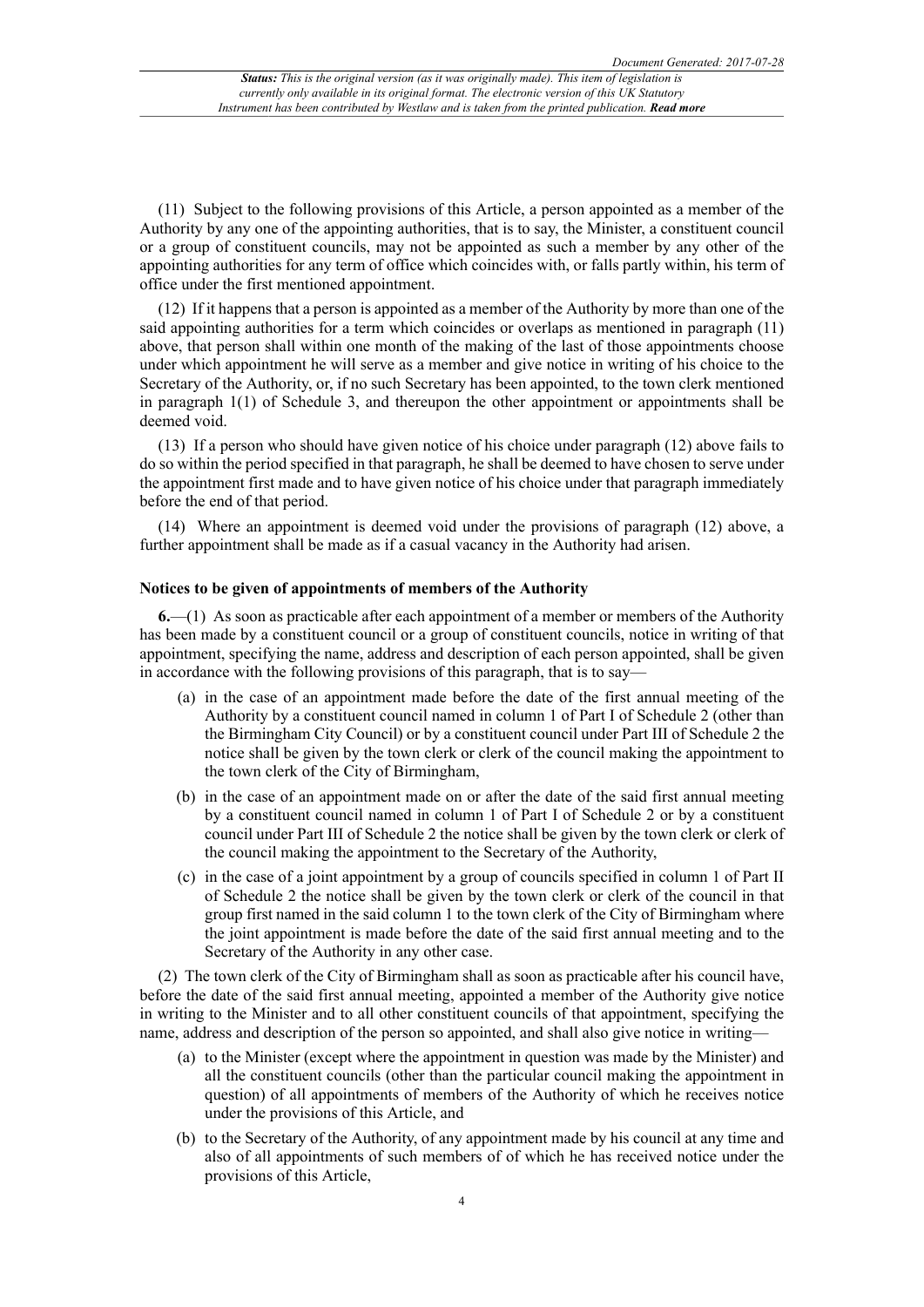(11) Subject to the following provisions of this Article, a person appointed as a member of the Authority by any one of the appointing authorities, that is to say, the Minister, a constituent council or a group of constituent councils, may not be appointed as such a member by any other of the appointing authorities for any term of office which coincides with, or falls partly within, his term of office under the first mentioned appointment.

(12) If it happens that a person is appointed as a member of the Authority by more than one of the said appointing authorities for a term which coincides or overlaps as mentioned in paragraph (11) above, that person shall within one month of the making of the last of those appointments choose under which appointment he will serve as a member and give notice in writing of his choice to the Secretary of the Authority, or, if no such Secretary has been appointed, to the town clerk mentioned in paragraph 1(1) of Schedule 3, and thereupon the other appointment or appointments shall be deemed void.

(13) If a person who should have given notice of his choice under paragraph (12) above fails to do so within the period specified in that paragraph, he shall be deemed to have chosen to serve under the appointment first made and to have given notice of his choice under that paragraph immediately before the end of that period.

(14) Where an appointment is deemed void under the provisions of paragraph (12) above, a further appointment shall be made as if a casual vacancy in the Authority had arisen.

### Notices to be given of appointments of members of the Authority

**6.**—(1) As soon as practicable after each appointment of a member or members of the Authority has been made by a constituent council or a group of constituent councils, notice in writing of that appointment, specifying the name, address and description of each person appointed, shall be given in accordance with the following provisions of this paragraph, that is to say—

- (a) in the case of an appointment made before the date of the first annual meeting of the Authority by a constituent council named in column 1 of Part I of Schedule 2 (other than the Birmingham City Council) or by a constituent council under Part III of Schedule 2 the notice shall be given by the town clerk or clerk of the council making the appointment to the town clerk of the City of Birmingham,
- (b) in the case of an appointment made on or after the date of the said first annual meeting by a constituent council named in column 1 of Part I of Schedule 2 or by a constituent council under Part III of Schedule 2 the notice shall be given by the town clerk or clerk of the council making the appointment to the Secretary of the Authority,
- (c) in the case of a joint appointment by a group of councils specified in column 1 of Part II of Schedule 2 the notice shall be given by the town clerk or clerk of the council in that group first named in the said column 1 to the town clerk of the City of Birmingham where the joint appointment is made before the date of the said first annual meeting and to the Secretary of the Authority in any other case.

(2) The town clerk of the City of Birmingham shall as soon as practicable after his council have, before the date of the said first annual meeting, appointed a member of the Authority give notice in writing to the Minister and to all other constituent councils of that appointment, specifying the name, address and description of the person so appointed, and shall also give notice in writing—

- (a) to the Minister (except where the appointment in question was made by the Minister) and all the constituent councils (other than the particular council making the appointment in question) of all appointments of members of the Authority of which he receives notice under the provisions of this Article, and
- (b) to the Secretary of the Authority, of any appointment made by his council at any time and also of all appointments of such members of of which he has received notice under the provisions of this Article,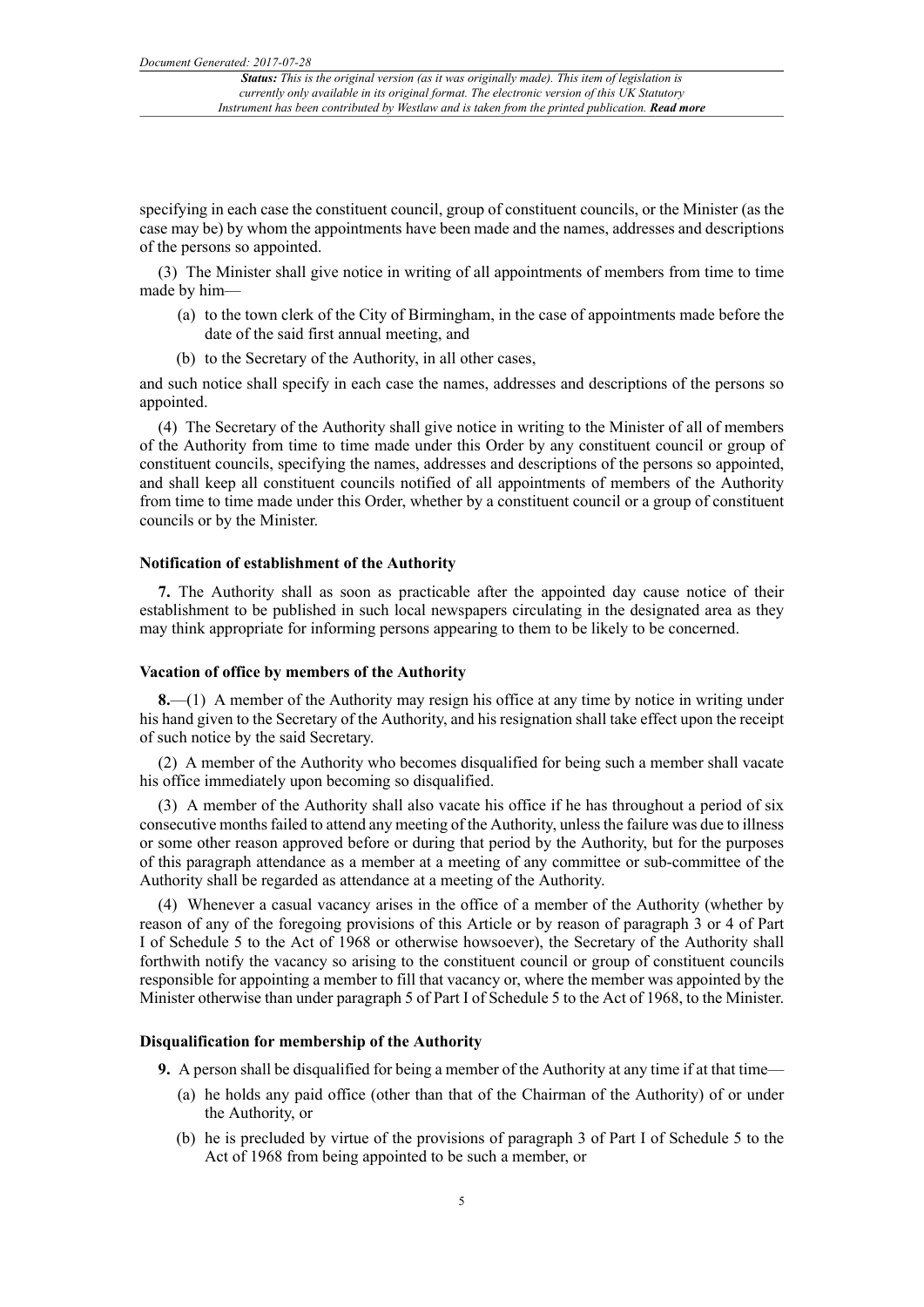specifying in each case the constituent council, group of constituent councils, or the Minister (as the case may be) by whom the appointments have been made and the names, addresses and descriptions of the persons so appointed.

(3) The Minister shall give notice in writing of all appointments of members from time to time made by him—

- (a) to the town clerk of the City of Birmingham, in the case of appointments made before the date of the said first annual meeting, and
- (b) to the Secretary of the Authority, in all other cases,

and such notice shall specify in each case the names, addresses and descriptions of the persons so appointed.

(4) The Secretary of the Authority shall give notice in writing to the Minister of all of members of the Authority from time to time made under this Order by any constituent council or group of constituent councils, specifying the names, addresses and descriptions of the persons so appointed, and shall keep all constituent councils notified of all appointments of members of the Authority from time to time made under this Order, whether by a constituent council or a group of constituent councils or by the Minister.

#### Notification of establishment of the Authority

**7.** The Authority shall as soon as practicable after the appointed day cause notice of their establishment to be published in such local newspapers circulating in the designated area as they may think appropriate for informing persons appearing to them to be likely to be concerned.

#### Vacation of office by members of the Authority

**8.**—(1) A member of the Authority may resign his office at any time by notice in writing under his hand given to the Secretary of the Authority, and his resignation shall take effect upon the receipt of such notice by the said Secretary.

(2) A member of the Authority who becomes disqualified for being such a member shall vacate his office immediately upon becoming so disqualified.

(3) A member of the Authority shall also vacate his office if he has throughout a period of six consecutive months failed to attend any meeting of the Authority, unless the failure was due to illness or some other reason approved before or during that period by the Authority, but for the purposes of this paragraph attendance as a member at a meeting of any committee or sub-committee of the Authority shall be regarded as attendance at a meeting of the Authority.

(4) Whenever a casual vacancy arises in the office of a member of the Authority (whether by reason of any of the foregoing provisions of this Article or by reason of paragraph 3 or 4 of Part I of Schedule 5 to the Act of 1968 or otherwise howsoever), the Secretary of the Authority shall forthwith notify the vacancy so arising to the constituent council or group of constituent councils responsible for appointing a member to fill that vacancy or, where the member was appointed by the Minister otherwise than under paragraph 5 of Part I of Schedule 5 to the Act of 1968, to the Minister.

#### Disqualification for membership of the Authority

**9.** A person shall be disqualified for being a member of the Authority at any time if at that time—

- (a) he holds any paid office (other than that of the Chairman of the Authority) of or under the Authority, or
- (b) he is precluded by virtue of the provisions of paragraph 3 of Part I of Schedule 5 to the Act of 1968 from being appointed to be such a member, or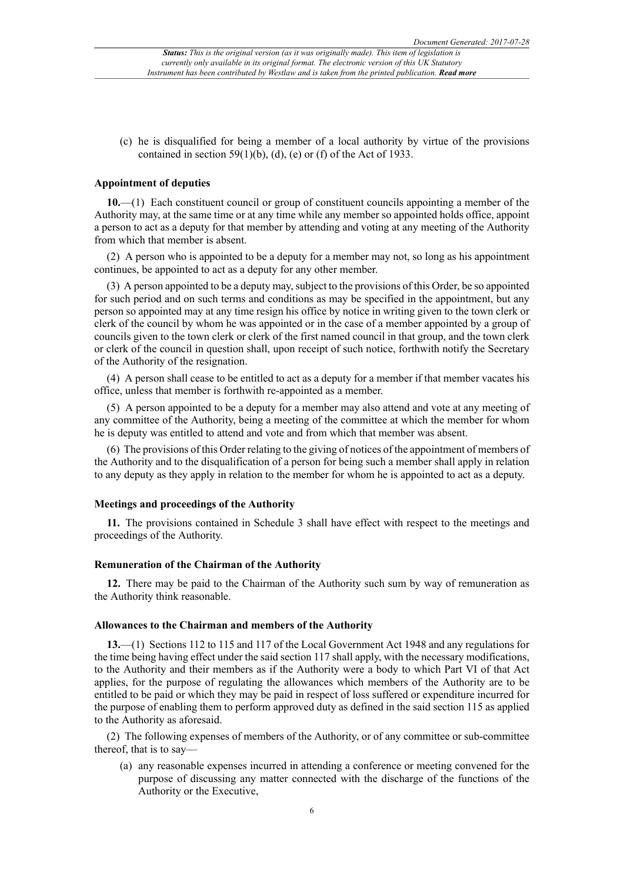(c) he is disqualified for being a member of a local authority by virtue of the provisions contained in section 59(1)(b), (d), (e) or (f) of the Act of 1933.

### Appointment of deputies

**10.**—(1) Each constituent council or group of constituent councils appointing a member of the Authority may, at the same time or at any time while any member so appointed holds office, appoint a person to act as a deputy for that member by attending and voting at any meeting of the Authority from which that member is absent.

(2) A person who is appointed to be a deputy for a member may not, so long as his appointment continues, be appointed to act as a deputy for any other member.

(3) A person appointed to be a deputy may, subject to the provisions of this Order, be so appointed for such period and on such terms and conditions as may be specified in the appointment, but any person so appointed may at any time resign his office by notice in writing given to the town clerk or clerk of the council by whom he was appointed or in the case of a member appointed by a group of councils given to the town clerk or clerk of the first named council in that group, and the town clerk or clerk of the council in question shall, upon receipt of such notice, forthwith notify the Secretary of the Authority of the resignation.

(4) A person shall cease to be entitled to act as a deputy for a member if that member vacates his office, unless that member is forthwith re-appointed as a member.

(5) A person appointed to be a deputy for a member may also attend and vote at any meeting of any committee of the Authority, being a meeting of the committee at which the member for whom he is deputy was entitled to attend and vote and from which that member was absent.

(6) The provisions of this Order relating to the giving of notices of the appointment of members of the Authority and to the disqualification of a person for being such a member shall apply in relation to any deputy as they apply in relation to the member for whom he is appointed to act as a deputy.

### Meetings and proceedings of the Authority

**11.** The provisions contained in Schedule 3 shall have effect with respect to the meetings and proceedings of the Authority.

### Remuneration of the Chairman of the Authority

**12.** There may be paid to the Chairman of the Authority such sum by way of remuneration as the Authority think reasonable.

### Allowances to the Chairman and members of the Authority

**13.**—(1) Sections 112 to 115 and 117 of the Local Government Act 1948 and any regulations for the time being having effect under the said section 117 shall apply, with the necessary modifications, to the Authority and their members as if the Authority were a body to which Part VI of that Act applies, for the purpose of regulating the allowances which members of the Authority are to be entitled to be paid or which they may be paid in respect of loss suffered or expenditure incurred for the purpose of enabling them to perform approved duty as defined in the said section 115 as applied to the Authority as aforesaid.

(2) The following expenses of members of the Authority, or of any committee or sub-committee thereof, that is to say—

(a) any reasonable expenses incurred in attending a conference or meeting convened for the purpose of discussing any matter connected with the discharge of the functions of the Authority or the Executive,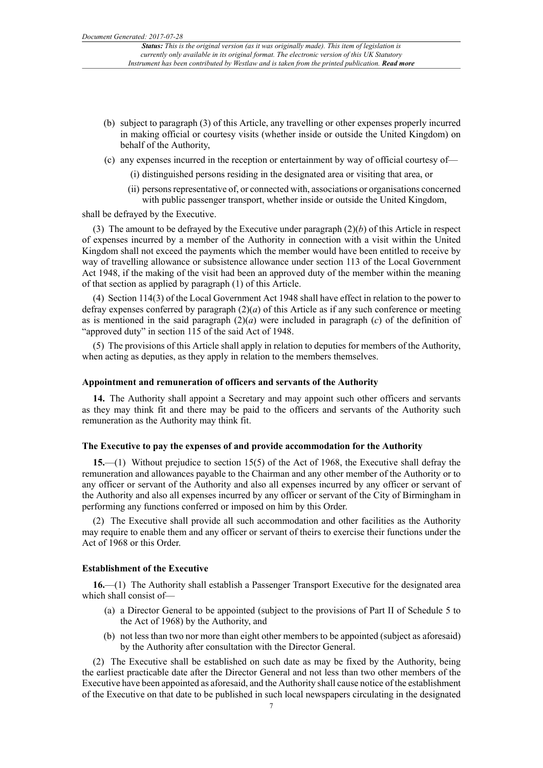(b) subject to paragraph (3) of this Article, any travelling or other expenses properly incurred in making official or courtesy visits (whether inside or outside the United Kingdom) on behalf of the Authority,

(c) any expenses incurred in the reception or entertainment by way of official courtesy of—

(i) distinguished persons residing in the designated area or visiting that area, or

(ii) persons representative of, or connected with, associations or organisations concerned with public passenger transport, whether inside or outside the United Kingdom,

shall be defrayed by the Executive.

(3) The amount to be defrayed by the Executive under paragraph (2)(*b*) of this Article in respect of expenses incurred by a member of the Authority in connection with a visit within the United Kingdom shall not exceed the payments which the member would have been entitled to receive by way of travelling allowance or subsistence allowance under section 113 of the Local Government Act 1948, if the making of the visit had been an approved duty of the member within the meaning of that section as applied by paragraph (1) of this Article.

(4) Section 114(3) of the Local Government Act 1948 shall have effect in relation to the power to defray expenses conferred by paragraph (2)(*a*) of this Article as if any such conference or meeting as is mentioned in the said paragraph (2)(*a*) were included in paragraph (*c*) of the definition of "approved duty" in section 115 of the said Act of 1948.

(5) The provisions of this Article shall apply in relation to deputies for members of the Authority, when acting as deputies, as they apply in relation to the members themselves.

**Appointment and remuneration of officers and servants of the Authority**

**14.** The Authority shall appoint a Secretary and may appoint such other officers and servants as they may think fit and there may be paid to the officers and servants of the Authority such remuneration as the Authority may think fit.

**The Executive to pay the expenses of and provide accommodation for the Authority**

**15.**—(1) Without prejudice to section 15(5) of the Act of 1968, the Executive shall defray the remuneration and allowances payable to the Chairman and any other member of the Authority or to any officer or servant of the Authority and also all expenses incurred by any officer or servant of the Authority and also all expenses incurred by any officer or servant of the City of Birmingham in performing any functions conferred or imposed on him by this Order.

(2) The Executive shall provide all such accommodation and other facilities as the Authority may require to enable them and any officer or servant of theirs to exercise their functions under the Act of 1968 or this Order.

**Establishment of the Executive**

**16.**—(1) The Authority shall establish a Passenger Transport Executive for the designated area which shall consist of—

(a) a Director General to be appointed (subject to the provisions of Part II of Schedule 5 to the Act of 1968) by the Authority, and

(b) not less than two nor more than eight other members to be appointed (subject as aforesaid) by the Authority after consultation with the Director General.

(2) The Executive shall be established on such date as may be fixed by the Authority, being the earliest practicable date after the Director General and not less than two other members of the Executive have been appointed as aforesaid, and the Authority shall cause notice of the establishment of the Executive on that date to be published in such local newspapers circulating in the designated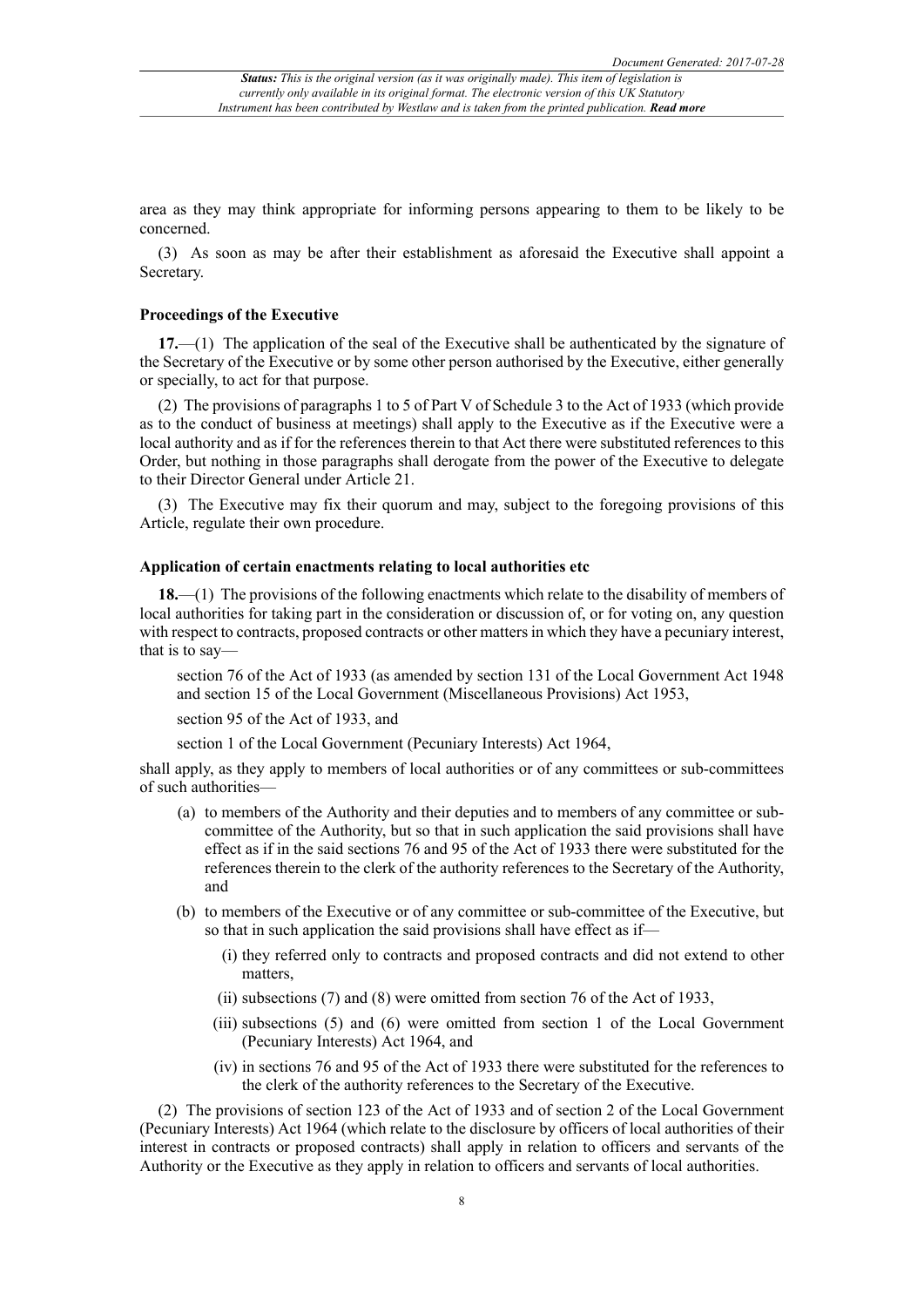area as they may think appropriate for informing persons appearing to them to be likely to be concerned.

(3) As soon as may be after their establishment as aforesaid the Executive shall appoint a Secretary.

### Proceedings of the Executive

**17.**—(1) The application of the seal of the Executive shall be authenticated by the signature of the Secretary of the Executive or by some other person authorised by the Executive, either generally or specially, to act for that purpose.

(2) The provisions of paragraphs 1 to 5 of Part V of Schedule 3 to the Act of 1933 (which provide as to the conduct of business at meetings) shall apply to the Executive as if the Executive were a local authority and as if for the references therein to that Act there were substituted references to this Order, but nothing in those paragraphs shall derogate from the power of the Executive to delegate to their Director General under Article 21.

(3) The Executive may fix their quorum and may, subject to the foregoing provisions of this Article, regulate their own procedure.

### Application of certain enactments relating to local authorities etc

**18.**—(1) The provisions of the following enactments which relate to the disability of members of local authorities for taking part in the consideration or discussion of, or for voting on, any question with respect to contracts, proposed contracts or other matters in which they have a pecuniary interest, that is to say—

section 76 of the Act of 1933 (as amended by section 131 of the Local Government Act 1948 and section 15 of the Local Government (Miscellaneous Provisions) Act 1953,

section 95 of the Act of 1933, and

section 1 of the Local Government (Pecuniary Interests) Act 1964,

shall apply, as they apply to members of local authorities or of any committees or sub-committees of such authorities—

(a) to members of the Authority and their deputies and to members of any committee or sub-committee of the Authority, but so that in such application the said provisions shall have effect as if in the said sections 76 and 95 of the Act of 1933 there were substituted for the references therein to the clerk of the authority references to the Secretary of the Authority, and

(b) to members of the Executive or of any committee or sub-committee of the Executive, but so that in such application the said provisions shall have effect as if—

  (i) they referred only to contracts and proposed contracts and did not extend to other matters,

  (ii) subsections (7) and (8) were omitted from section 76 of the Act of 1933,

  (iii) subsections (5) and (6) were omitted from section 1 of the Local Government (Pecuniary Interests) Act 1964, and

  (iv) in sections 76 and 95 of the Act of 1933 there were substituted for the references to the clerk of the authority references to the Secretary of the Executive.

(2) The provisions of section 123 of the Act of 1933 and of section 2 of the Local Government (Pecuniary Interests) Act 1964 (which relate to the disclosure by officers of local authorities of their interest in contracts or proposed contracts) shall apply in relation to officers and servants of the Authority or the Executive as they apply in relation to officers and servants of local authorities.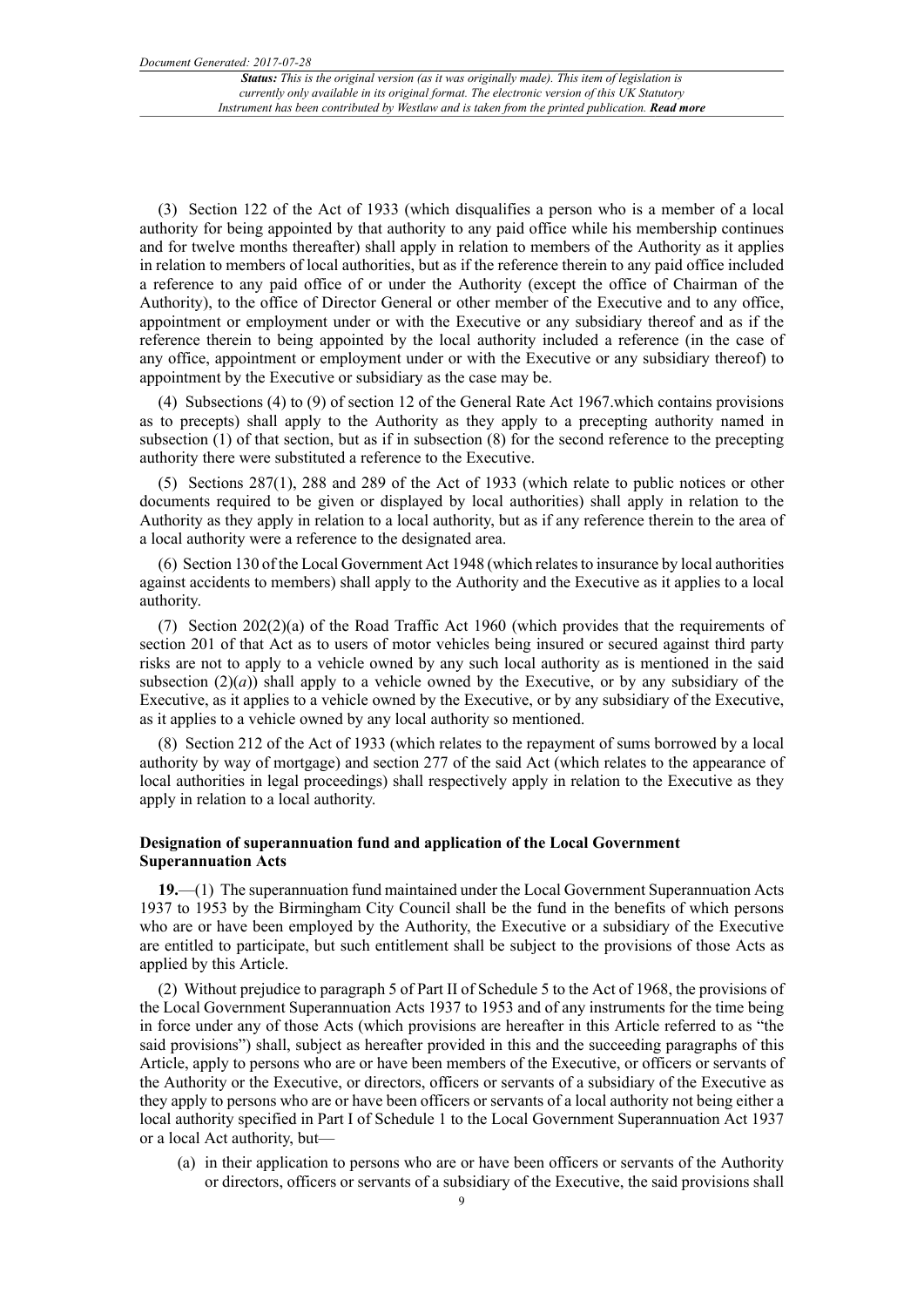(3) Section 122 of the Act of 1933 (which disqualifies a person who is a member of a local authority for being appointed by that authority to any paid office while his membership continues and for twelve months thereafter) shall apply in relation to members of the Authority as it applies in relation to members of local authorities, but as if the reference therein to any paid office included a reference to any paid office of or under the Authority (except the office of Chairman of the Authority), to the office of Director General or other member of the Executive and to any office, appointment or employment under or with the Executive or any subsidiary thereof and as if the reference therein to being appointed by the local authority included a reference (in the case of any office, appointment or employment under or with the Executive or any subsidiary thereof) to appointment by the Executive or subsidiary as the case may be.

(4) Subsections (4) to (9) of section 12 of the General Rate Act 1967.which contains provisions as to precepts) shall apply to the Authority as they apply to a precepting authority named in subsection (1) of that section, but as if in subsection (8) for the second reference to the precepting authority there were substituted a reference to the Executive.

(5) Sections 287(1), 288 and 289 of the Act of 1933 (which relate to public notices or other documents required to be given or displayed by local authorities) shall apply in relation to the Authority as they apply in relation to a local authority, but as if any reference therein to the area of a local authority were a reference to the designated area.

(6) Section 130 of the Local Government Act 1948 (which relates to insurance by local authorities against accidents to members) shall apply to the Authority and the Executive as it applies to a local authority.

(7) Section 202(2)(a) of the Road Traffic Act 1960 (which provides that the requirements of section 201 of that Act as to users of motor vehicles being insured or secured against third party risks are not to apply to a vehicle owned by any such local authority as is mentioned in the said subsection (2)(*a*)) shall apply to a vehicle owned by the Executive, or by any subsidiary of the Executive, as it applies to a vehicle owned by the Executive, or by any subsidiary of the Executive, as it applies to a vehicle owned by any local authority so mentioned.

(8) Section 212 of the Act of 1933 (which relates to the repayment of sums borrowed by a local authority by way of mortgage) and section 277 of the said Act (which relates to the appearance of local authorities in legal proceedings) shall respectively apply in relation to the Executive as they apply in relation to a local authority.

### Designation of superannuation fund and application of the Local Government Superannuation Acts

**19.**—(1) The superannuation fund maintained under the Local Government Superannuation Acts 1937 to 1953 by the Birmingham City Council shall be the fund in the benefits of which persons who are or have been employed by the Authority, the Executive or a subsidiary of the Executive are entitled to participate, but such entitlement shall be subject to the provisions of those Acts as applied by this Article.

(2) Without prejudice to paragraph 5 of Part II of Schedule 5 to the Act of 1968, the provisions of the Local Government Superannuation Acts 1937 to 1953 and of any instruments for the time being in force under any of those Acts (which provisions are hereafter in this Article referred to as "the said provisions") shall, subject as hereafter provided in this and the succeeding paragraphs of this Article, apply to persons who are or have been members of the Executive, or officers or servants of the Authority or the Executive, or directors, officers or servants of a subsidiary of the Executive as they apply to persons who are or have been officers or servants of a local authority not being either a local authority specified in Part I of Schedule 1 to the Local Government Superannuation Act 1937 or a local Act authority, but—

(a) in their application to persons who are or have been officers or servants of the Authority or directors, officers or servants of a subsidiary of the Executive, the said provisions shall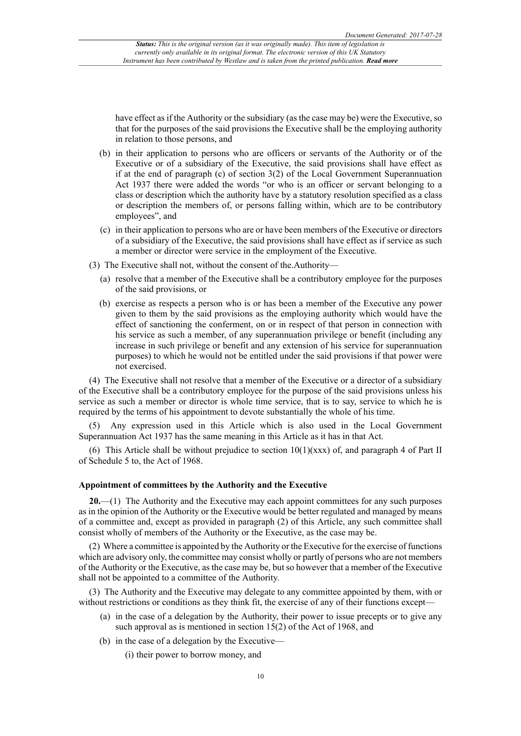have effect as if the Authority or the subsidiary (as the case may be) were the Executive, so that for the purposes of the said provisions the Executive shall be the employing authority in relation to those persons, and

(b) in their application to persons who are officers or servants of the Authority or of the Executive or of a subsidiary of the Executive, the said provisions shall have effect as if at the end of paragraph (c) of section 3(2) of the Local Government Superannuation Act 1937 there were added the words "or who is an officer or servant belonging to a class or description which the authority have by a statutory resolution specified as a class or description the members of, or persons falling within, which are to be contributory employees", and

(c) in their application to persons who are or have been members of the Executive or directors of a subsidiary of the Executive, the said provisions shall have effect as if service as such a member or director were service in the employment of the Executive.

(3) The Executive shall not, without the consent of the.Authority—

(a) resolve that a member of the Executive shall be a contributory employee for the purposes of the said provisions, or

(b) exercise as respects a person who is or has been a member of the Executive any power given to them by the said provisions as the employing authority which would have the effect of sanctioning the conferment, on or in respect of that person in connection with his service as such a member, of any superannuation privilege or benefit (including any increase in such privilege or benefit and any extension of his service for superannuation purposes) to which he would not be entitled under the said provisions if that power were not exercised.

(4) The Executive shall not resolve that a member of the Executive or a director of a subsidiary of the Executive shall be a contributory employee for the purpose of the said provisions unless his service as such a member or director is whole time service, that is to say, service to which he is required by the terms of his appointment to devote substantially the whole of his time.

(5) Any expression used in this Article which is also used in the Local Government Superannuation Act 1937 has the same meaning in this Article as it has in that Act.

(6) This Article shall be without prejudice to section 10(1)(xxx) of, and paragraph 4 of Part II of Schedule 5 to, the Act of 1968.

### Appointment of committees by the Authority and the Executive

**20.**—(1) The Authority and the Executive may each appoint committees for any such purposes as in the opinion of the Authority or the Executive would be better regulated and managed by means of a committee and, except as provided in paragraph (2) of this Article, any such committee shall consist wholly of members of the Authority or the Executive, as the case may be.

(2) Where a committee is appointed by the Authority or the Executive for the exercise of functions which are advisory only, the committee may consist wholly or partly of persons who are not members of the Authority or the Executive, as the case may be, but so however that a member of the Executive shall not be appointed to a committee of the Authority.

(3) The Authority and the Executive may delegate to any committee appointed by them, with or without restrictions or conditions as they think fit, the exercise of any of their functions except—

(a) in the case of a delegation by the Authority, their power to issue precepts or to give any such approval as is mentioned in section 15(2) of the Act of 1968, and

(b) in the case of a delegation by the Executive—

(i) their power to borrow money, and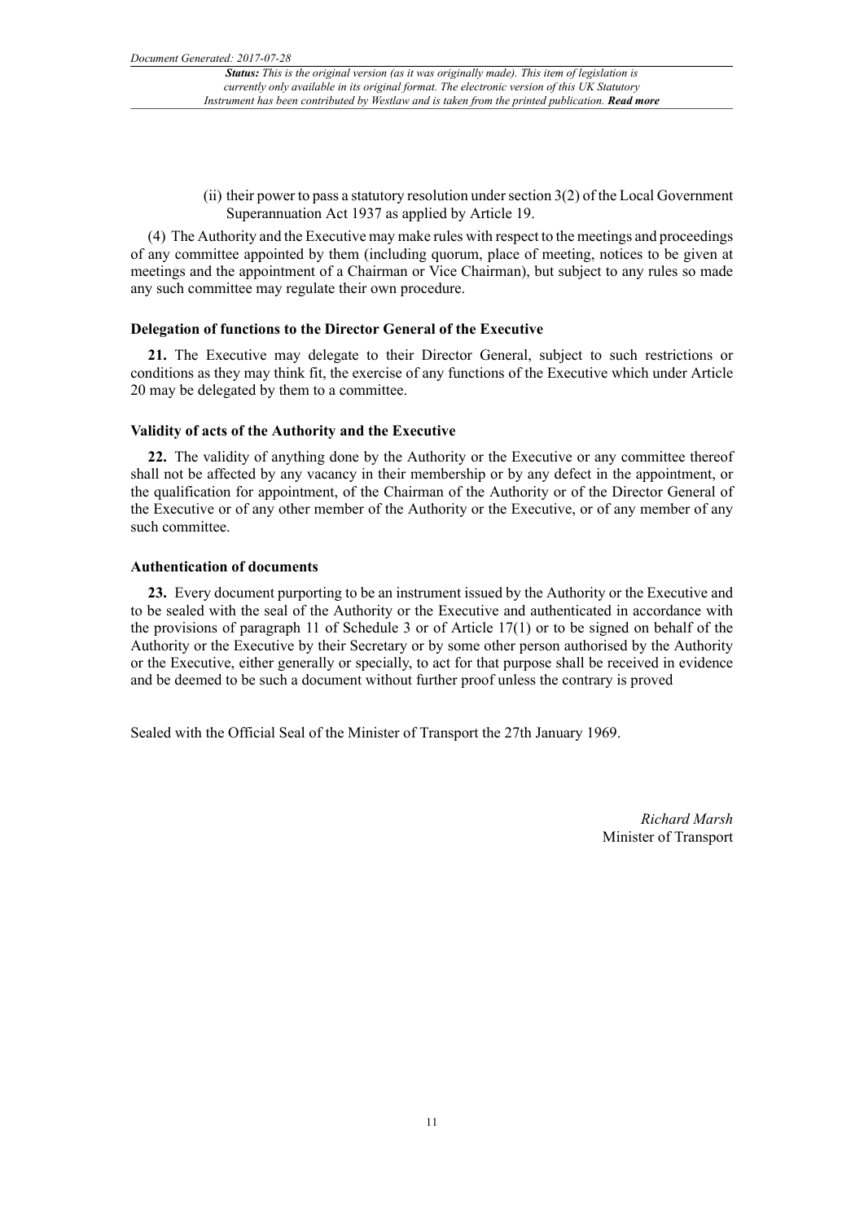(ii) their power to pass a statutory resolution under section 3(2) of the Local Government Superannuation Act 1937 as applied by Article 19.

(4) The Authority and the Executive may make rules with respect to the meetings and proceedings of any committee appointed by them (including quorum, place of meeting, notices to be given at meetings and the appointment of a Chairman or Vice Chairman), but subject to any rules so made any such committee may regulate their own procedure.

### Delegation of functions to the Director General of the Executive

**21.** The Executive may delegate to their Director General, subject to such restrictions or conditions as they may think fit, the exercise of any functions of the Executive which under Article 20 may be delegated by them to a committee.

### Validity of acts of the Authority and the Executive

**22.** The validity of anything done by the Authority or the Executive or any committee thereof shall not be affected by any vacancy in their membership or by any defect in the appointment, or the qualification for appointment, of the Chairman of the Authority or of the Director General of the Executive or of any other member of the Authority or the Executive, or of any member of any such committee.

### Authentication of documents

**23.** Every document purporting to be an instrument issued by the Authority or the Executive and to be sealed with the seal of the Authority or the Executive and authenticated in accordance with the provisions of paragraph 11 of Schedule 3 or of Article 17(1) or to be signed on behalf of the Authority or the Executive by their Secretary or by some other person authorised by the Authority or the Executive, either generally or specially, to act for that purpose shall be received in evidence and be deemed to be such a document without further proof unless the contrary is proved

Sealed with the Official Seal of the Minister of Transport the 27th January 1969.

*Richard Marsh*
Minister of Transport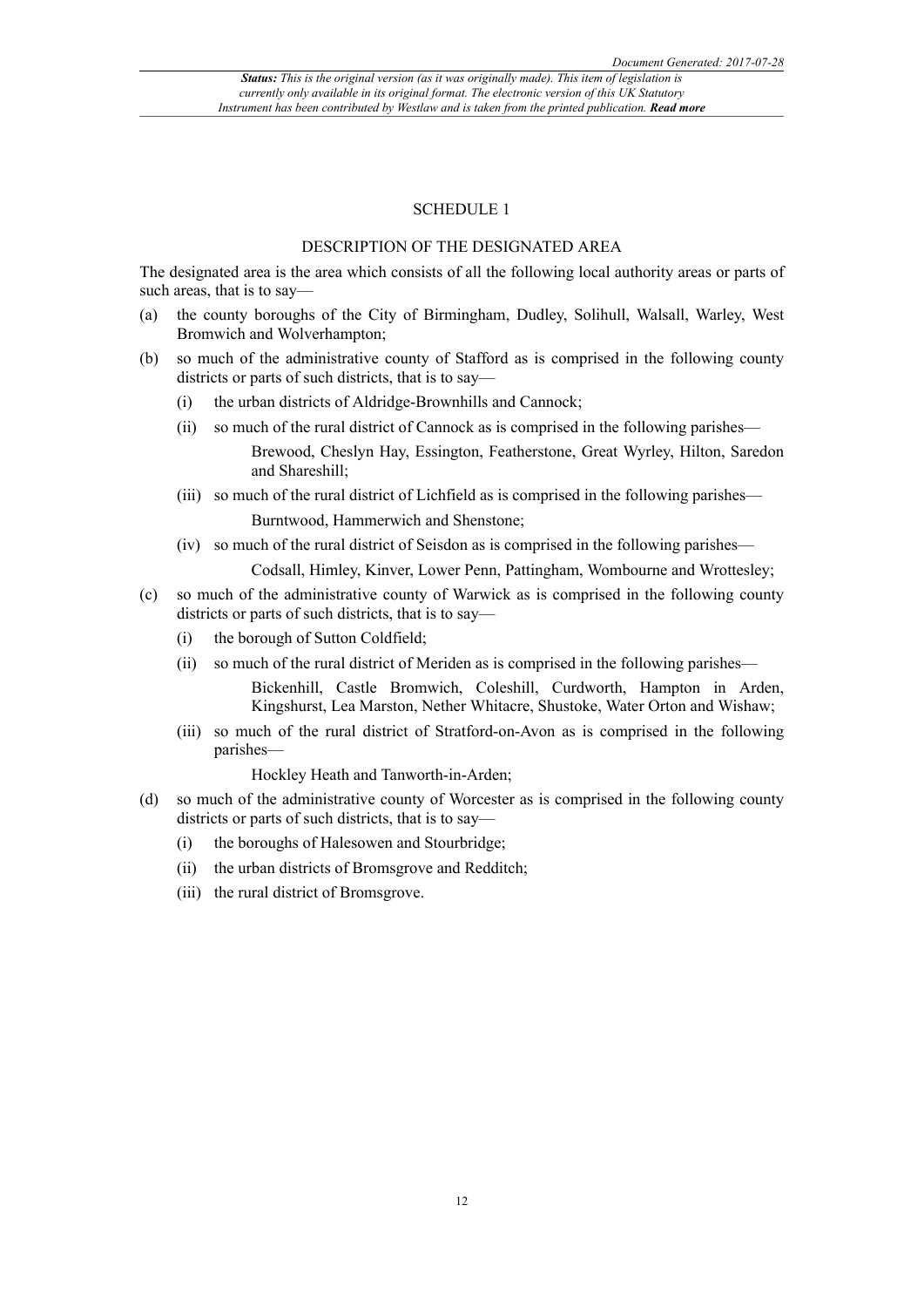## SCHEDULE 1

### DESCRIPTION OF THE DESIGNATED AREA

The designated area is the area which consists of all the following local authority areas or parts of such areas, that is to say—

(a) the county boroughs of the City of Birmingham, Dudley, Solihull, Walsall, Warley, West Bromwich and Wolverhampton;

(b) so much of the administrative county of Stafford as is comprised in the following county districts or parts of such districts, that is to say—

  (i) the urban districts of Aldridge-Brownhills and Cannock;

  (ii) so much of the rural district of Cannock as is comprised in the following parishes—

    Brewood, Cheslyn Hay, Essington, Featherstone, Great Wyrley, Hilton, Saredon and Shareshill;

  (iii) so much of the rural district of Lichfield as is comprised in the following parishes—

    Burntwood, Hammerwich and Shenstone;

  (iv) so much of the rural district of Seisdon as is comprised in the following parishes—

    Codsall, Himley, Kinver, Lower Penn, Pattingham, Wombourne and Wrottesley;

(c) so much of the administrative county of Warwick as is comprised in the following county districts or parts of such districts, that is to say—

  (i) the borough of Sutton Coldfield;

  (ii) so much of the rural district of Meriden as is comprised in the following parishes—

    Bickenhill, Castle Bromwich, Coleshill, Curdworth, Hampton in Arden, Kingshurst, Lea Marston, Nether Whitacre, Shustoke, Water Orton and Wishaw;

  (iii) so much of the rural district of Stratford-on-Avon as is comprised in the following parishes—

    Hockley Heath and Tanworth-in-Arden;

(d) so much of the administrative county of Worcester as is comprised in the following county districts or parts of such districts, that is to say—

  (i) the boroughs of Halesowen and Stourbridge;

  (ii) the urban districts of Bromsgrove and Redditch;

  (iii) the rural district of Bromsgrove.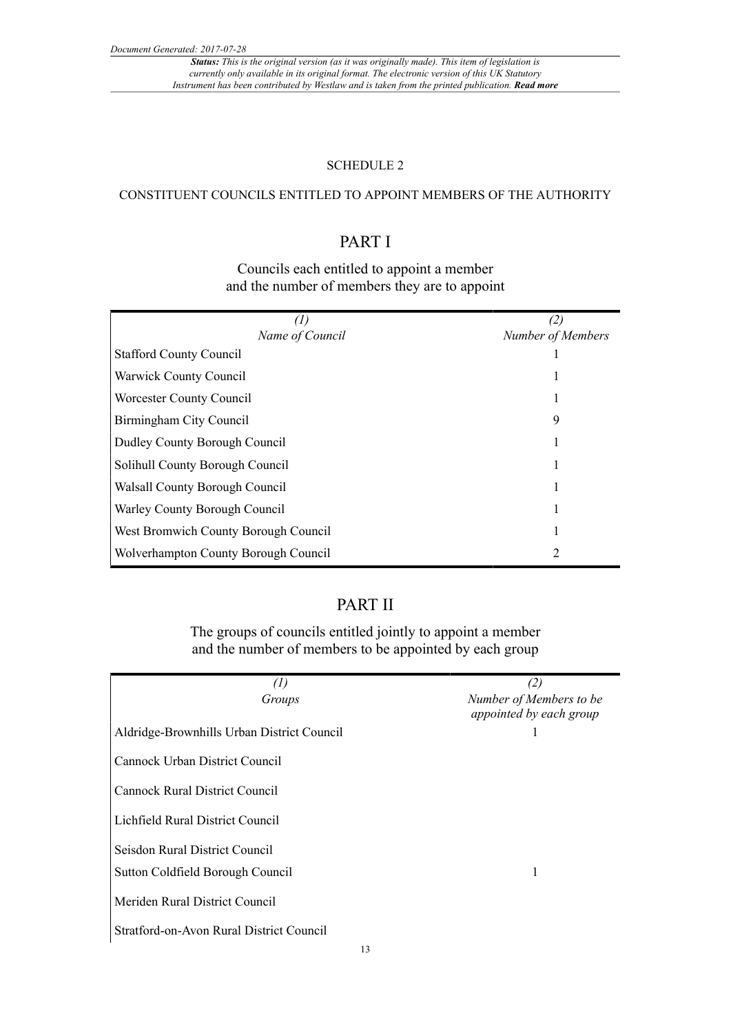## SCHEDULE 2

### CONSTITUENT COUNCILS ENTITLED TO APPOINT MEMBERS OF THE AUTHORITY

## PART I

### Councils each entitled to appoint a member and the number of members they are to appoint

| *(1)* *Name of Council* | *(2)* *Number of Members* |
|---|---|
| Stafford County Council | 1 |
| Warwick County Council | 1 |
| Worcester County Council | 1 |
| Birmingham City Council | 9 |
| Dudley County Borough Council | 1 |
| Solihull County Borough Council | 1 |
| Walsall County Borough Council | 1 |
| Warley County Borough Council | 1 |
| West Bromwich County Borough Council | 1 |
| Wolverhampton County Borough Council | 2 |

## PART II

### The groups of councils entitled jointly to appoint a member and the number of members to be appointed by each group

| *(1)* *Groups* | *(2)* *Number of Members to be appointed by each group* |
|---|---|
| Aldridge-Brownhills Urban District Council | 1 |
| Cannock Urban District Council | |
| Cannock Rural District Council | |
| Lichfield Rural District Council | |
| Seisdon Rural District Council | |
| Sutton Coldfield Borough Council | 1 |
| Meriden Rural District Council | |
| Stratford-on-Avon Rural District Council | |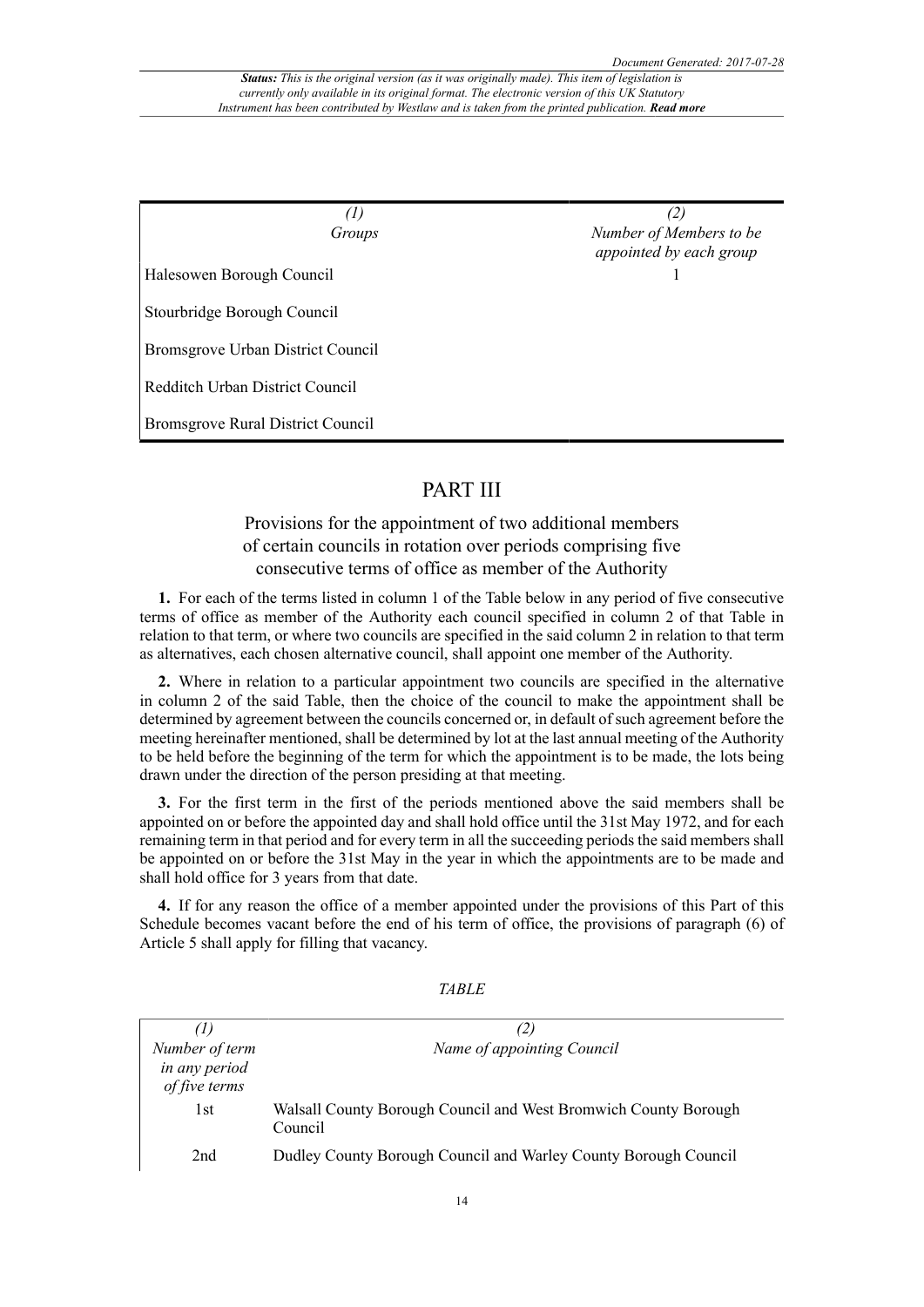| (1) Groups | (2) Number of Members to be appointed by each group |
|---|---|
| Halesowen Borough Council | 1 |
| Stourbridge Borough Council | |
| Bromsgrove Urban District Council | |
| Redditch Urban District Council | |
| Bromsgrove Rural District Council | |

## PART III

### Provisions for the appointment of two additional members of certain councils in rotation over periods comprising five consecutive terms of office as member of the Authority

**1.** For each of the terms listed in column 1 of the Table below in any period of five consecutive terms of office as member of the Authority each council specified in column 2 of that Table in relation to that term, or where two councils are specified in the said column 2 in relation to that term as alternatives, each chosen alternative council, shall appoint one member of the Authority.

**2.** Where in relation to a particular appointment two councils are specified in the alternative in column 2 of the said Table, then the choice of the council to make the appointment shall be determined by agreement between the councils concerned or, in default of such agreement before the meeting hereinafter mentioned, shall be determined by lot at the last annual meeting of the Authority to be held before the beginning of the term for which the appointment is to be made, the lots being drawn under the direction of the person presiding at that meeting.

**3.** For the first term in the first of the periods mentioned above the said members shall be appointed on or before the appointed day and shall hold office until the 31st May 1972, and for each remaining term in that period and for every term in all the succeeding periods the said members shall be appointed on or before the 31st May in the year in which the appointments are to be made and shall hold office for 3 years from that date.

**4.** If for any reason the office of a member appointed under the provisions of this Part of this Schedule becomes vacant before the end of his term of office, the provisions of paragraph (6) of Article 5 shall apply for filling that vacancy.

*TABLE*

| (1) Number of term in any period of five terms | (2) Name of appointing Council |
|---|---|
| 1st | Walsall County Borough Council and West Bromwich County Borough Council |
| 2nd | Dudley County Borough Council and Warley County Borough Council |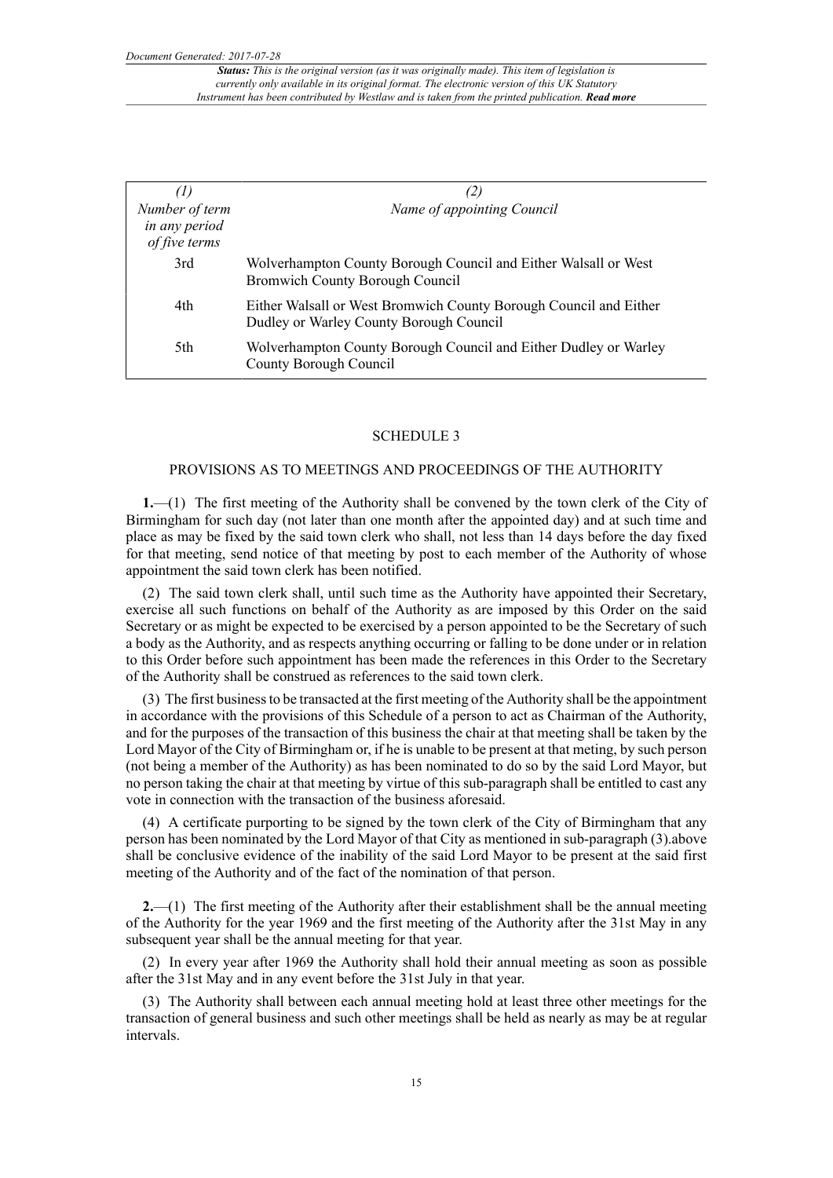| *(1)* *Number of term in any period of five terms* | *(2)* *Name of appointing Council* |
|---|---|
| 3rd | Wolverhampton County Borough Council and Either Walsall or West Bromwich County Borough Council |
| 4th | Either Walsall or West Bromwich County Borough Council and Either Dudley or Warley County Borough Council |
| 5th | Wolverhampton County Borough Council and Either Dudley or Warley County Borough Council |

## SCHEDULE 3

### PROVISIONS AS TO MEETINGS AND PROCEEDINGS OF THE AUTHORITY

**1.**—(1) The first meeting of the Authority shall be convened by the town clerk of the City of Birmingham for such day (not later than one month after the appointed day) and at such time and place as may be fixed by the said town clerk who shall, not less than 14 days before the day fixed for that meeting, send notice of that meeting by post to each member of the Authority of whose appointment the said town clerk has been notified.

(2) The said town clerk shall, until such time as the Authority have appointed their Secretary, exercise all such functions on behalf of the Authority as are imposed by this Order on the said Secretary or as might be expected to be exercised by a person appointed to be the Secretary of such a body as the Authority, and as respects anything occurring or falling to be done under or in relation to this Order before such appointment has been made the references in this Order to the Secretary of the Authority shall be construed as references to the said town clerk.

(3) The first business to be transacted at the first meeting of the Authority shall be the appointment in accordance with the provisions of this Schedule of a person to act as Chairman of the Authority, and for the purposes of the transaction of this business the chair at that meeting shall be taken by the Lord Mayor of the City of Birmingham or, if he is unable to be present at that meting, by such person (not being a member of the Authority) as has been nominated to do so by the said Lord Mayor, but no person taking the chair at that meeting by virtue of this sub-paragraph shall be entitled to cast any vote in connection with the transaction of the business aforesaid.

(4) A certificate purporting to be signed by the town clerk of the City of Birmingham that any person has been nominated by the Lord Mayor of that City as mentioned in sub-paragraph (3).above shall be conclusive evidence of the inability of the said Lord Mayor to be present at the said first meeting of the Authority and of the fact of the nomination of that person.

**2.**—(1) The first meeting of the Authority after their establishment shall be the annual meeting of the Authority for the year 1969 and the first meeting of the Authority after the 31st May in any subsequent year shall be the annual meeting for that year.

(2) In every year after 1969 the Authority shall hold their annual meeting as soon as possible after the 31st May and in any event before the 31st July in that year.

(3) The Authority shall between each annual meeting hold at least three other meetings for the transaction of general business and such other meetings shall be held as nearly as may be at regular intervals.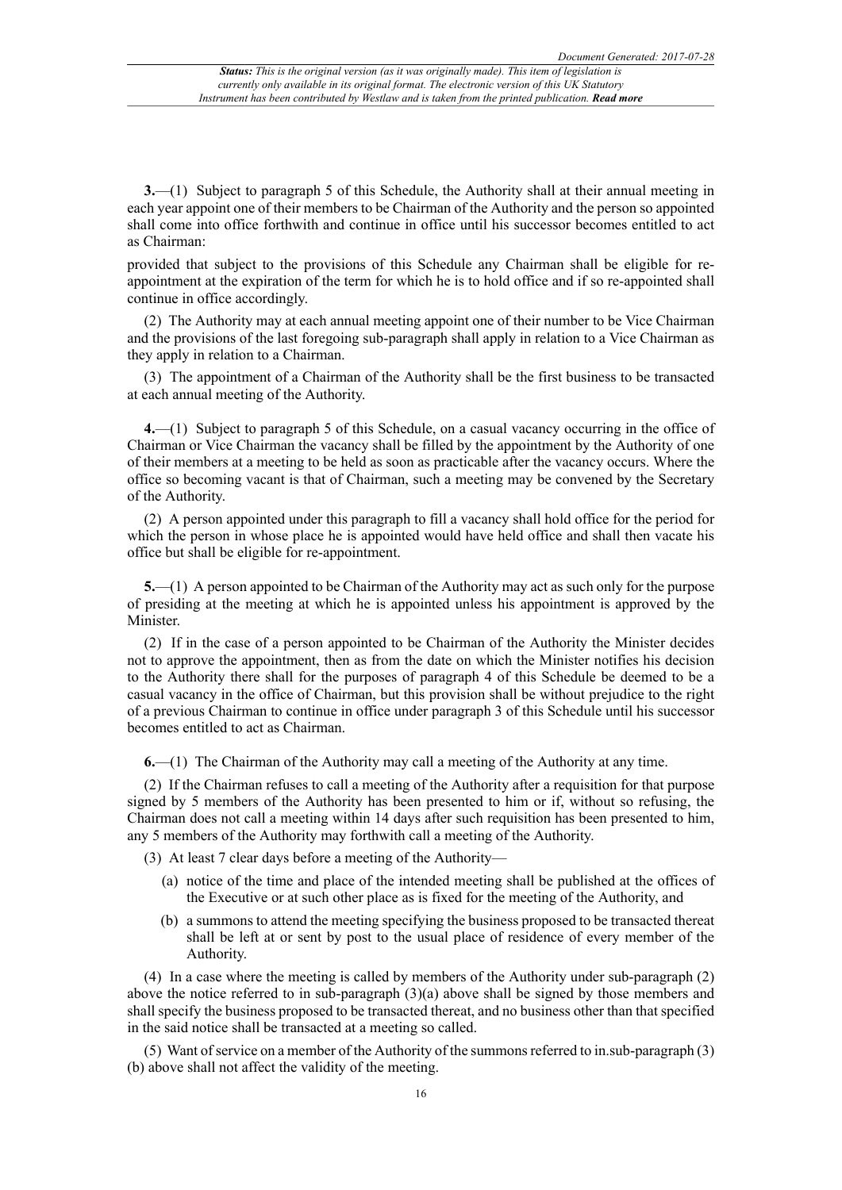**3.**—(1) Subject to paragraph 5 of this Schedule, the Authority shall at their annual meeting in each year appoint one of their members to be Chairman of the Authority and the person so appointed shall come into office forthwith and continue in office until his successor becomes entitled to act as Chairman:

provided that subject to the provisions of this Schedule any Chairman shall be eligible for re-appointment at the expiration of the term for which he is to hold office and if so re-appointed shall continue in office accordingly.

(2) The Authority may at each annual meeting appoint one of their number to be Vice Chairman and the provisions of the last foregoing sub-paragraph shall apply in relation to a Vice Chairman as they apply in relation to a Chairman.

(3) The appointment of a Chairman of the Authority shall be the first business to be transacted at each annual meeting of the Authority.

**4.**—(1) Subject to paragraph 5 of this Schedule, on a casual vacancy occurring in the office of Chairman or Vice Chairman the vacancy shall be filled by the appointment by the Authority of one of their members at a meeting to be held as soon as practicable after the vacancy occurs. Where the office so becoming vacant is that of Chairman, such a meeting may be convened by the Secretary of the Authority.

(2) A person appointed under this paragraph to fill a vacancy shall hold office for the period for which the person in whose place he is appointed would have held office and shall then vacate his office but shall be eligible for re-appointment.

**5.**—(1) A person appointed to be Chairman of the Authority may act as such only for the purpose of presiding at the meeting at which he is appointed unless his appointment is approved by the Minister.

(2) If in the case of a person appointed to be Chairman of the Authority the Minister decides not to approve the appointment, then as from the date on which the Minister notifies his decision to the Authority there shall for the purposes of paragraph 4 of this Schedule be deemed to be a casual vacancy in the office of Chairman, but this provision shall be without prejudice to the right of a previous Chairman to continue in office under paragraph 3 of this Schedule until his successor becomes entitled to act as Chairman.

**6.**—(1) The Chairman of the Authority may call a meeting of the Authority at any time.

(2) If the Chairman refuses to call a meeting of the Authority after a requisition for that purpose signed by 5 members of the Authority has been presented to him or if, without so refusing, the Chairman does not call a meeting within 14 days after such requisition has been presented to him, any 5 members of the Authority may forthwith call a meeting of the Authority.

(3) At least 7 clear days before a meeting of the Authority—

- (a) notice of the time and place of the intended meeting shall be published at the offices of the Executive or at such other place as is fixed for the meeting of the Authority, and
- (b) a summons to attend the meeting specifying the business proposed to be transacted thereat shall be left at or sent by post to the usual place of residence of every member of the Authority.

(4) In a case where the meeting is called by members of the Authority under sub-paragraph (2) above the notice referred to in sub-paragraph (3)(a) above shall be signed by those members and shall specify the business proposed to be transacted thereat, and no business other than that specified in the said notice shall be transacted at a meeting so called.

(5) Want of service on a member of the Authority of the summons referred to in.sub-paragraph (3)(b) above shall not affect the validity of the meeting.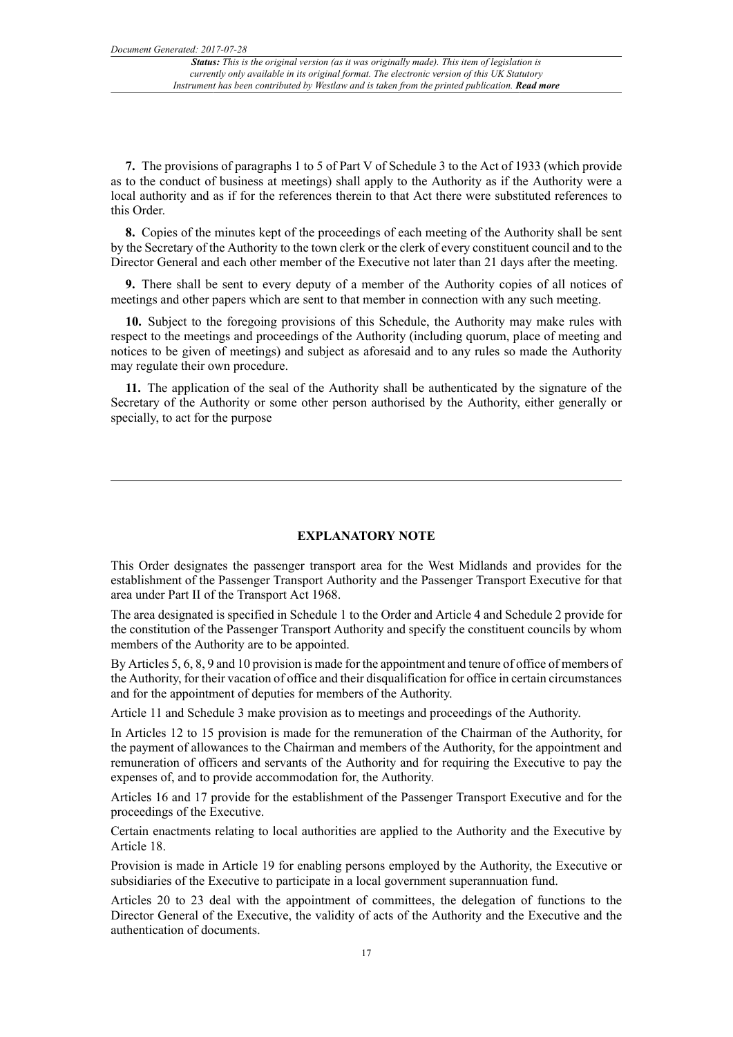**7.** The provisions of paragraphs 1 to 5 of Part V of Schedule 3 to the Act of 1933 (which provide as to the conduct of business at meetings) shall apply to the Authority as if the Authority were a local authority and as if for the references therein to that Act there were substituted references to this Order.

**8.** Copies of the minutes kept of the proceedings of each meeting of the Authority shall be sent by the Secretary of the Authority to the town clerk or the clerk of every constituent council and to the Director General and each other member of the Executive not later than 21 days after the meeting.

**9.** There shall be sent to every deputy of a member of the Authority copies of all notices of meetings and other papers which are sent to that member in connection with any such meeting.

**10.** Subject to the foregoing provisions of this Schedule, the Authority may make rules with respect to the meetings and proceedings of the Authority (including quorum, place of meeting and notices to be given of meetings) and subject as aforesaid and to any rules so made the Authority may regulate their own procedure.

**11.** The application of the seal of the Authority shall be authenticated by the signature of the Secretary of the Authority or some other person authorised by the Authority, either generally or specially, to act for the purpose

## EXPLANATORY NOTE

This Order designates the passenger transport area for the West Midlands and provides for the establishment of the Passenger Transport Authority and the Passenger Transport Executive for that area under Part II of the Transport Act 1968.

The area designated is specified in Schedule 1 to the Order and Article 4 and Schedule 2 provide for the constitution of the Passenger Transport Authority and specify the constituent councils by whom members of the Authority are to be appointed.

By Articles 5, 6, 8, 9 and 10 provision is made for the appointment and tenure of office of members of the Authority, for their vacation of office and their disqualification for office in certain circumstances and for the appointment of deputies for members of the Authority.

Article 11 and Schedule 3 make provision as to meetings and proceedings of the Authority.

In Articles 12 to 15 provision is made for the remuneration of the Chairman of the Authority, for the payment of allowances to the Chairman and members of the Authority, for the appointment and remuneration of officers and servants of the Authority and for requiring the Executive to pay the expenses of, and to provide accommodation for, the Authority.

Articles 16 and 17 provide for the establishment of the Passenger Transport Executive and for the proceedings of the Executive.

Certain enactments relating to local authorities are applied to the Authority and the Executive by Article 18.

Provision is made in Article 19 for enabling persons employed by the Authority, the Executive or subsidiaries of the Executive to participate in a local government superannuation fund.

Articles 20 to 23 deal with the appointment of committees, the delegation of functions to the Director General of the Executive, the validity of acts of the Authority and the Executive and the authentication of documents.